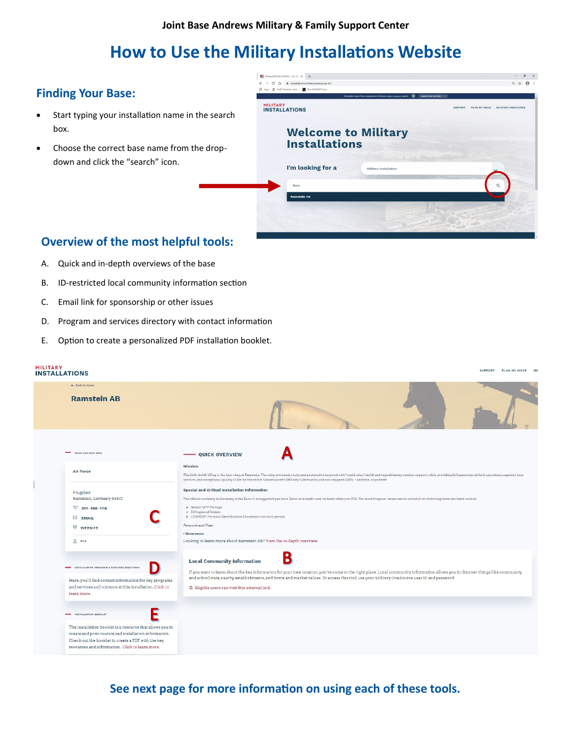Joint Base Andrews Military & Family Support Center

# How to Use the Military Installations Website

## Finding Your Base:

- Start typing your installation name in the search box.
- Choose the correct base name from the drop-down and click the "search" icon.

## Overview of the most helpful tools:

A. Quick and in-depth overviews of the base

B. ID-restricted local community information section

C. Email link for sponsorship or other issues

D. Program and services directory with contact information

E. Option to create a personalized PDF installation booklet.

**See next page for more information on using each of these tools.**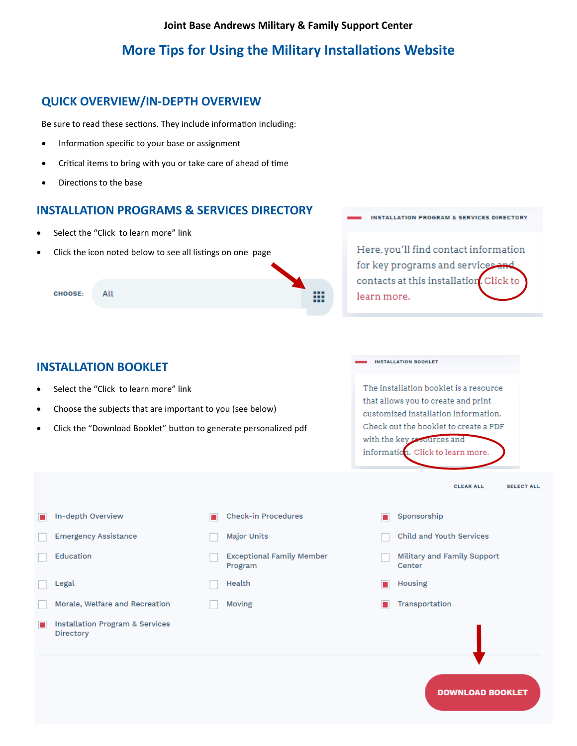Joint Base Andrews Military & Family Support Center

# More Tips for Using the Military Installations Website

## QUICK OVERVIEW/IN-DEPTH OVERVIEW

Be sure to read these sections. They include information including:

- Information specific to your base or assignment
- Critical items to bring with you or take care of ahead of time
- Directions to the base

## INSTALLATION PROGRAMS & SERVICES DIRECTORY

- Select the "Click to learn more" link
- Click the icon noted below to see all listings on one page

CHOOSE: All

INSTALLATION PROGRAM & SERVICES DIRECTORY

Here, you'll find contact information for key programs and services and contacts at this installation. Click to learn more.

## INSTALLATION BOOKLET

- Select the "Click to learn more" link
- Choose the subjects that are important to you (see below)
- Click the "Download Booklet" button to generate personalized pdf

INSTALLATION BOOKLET

The installation booklet is a resource that allows you to create and print customized installation information. Check out the booklet to create a PDF with the key resources and information. Click to learn more.

CLEAR ALL SELECT ALL

- [x] In-depth Overview
- [x] Check-in Procedures
- [x] Sponsorship
- [ ] Emergency Assistance
- [ ] Major Units
- [ ] Child and Youth Services
- [ ] Education
- [ ] Exceptional Family Member Program
- [ ] Military and Family Support Center
- [ ] Legal
- [ ] Health
- [x] Housing
- [ ] Morale, Welfare and Recreation
- [ ] Moving
- [x] Transportation
- [x] Installation Program & Services Directory

DOWNLOAD BOOKLET